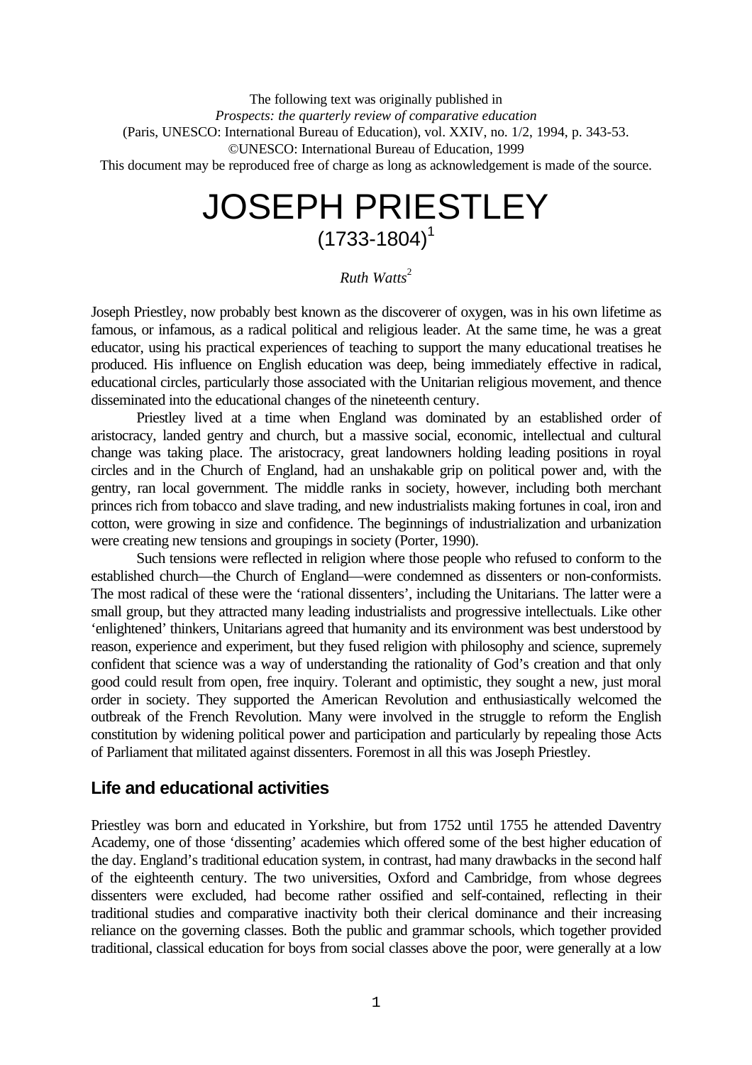The following text was originally published in
*Prospects: the quarterly review of comparative education*
(Paris, UNESCO: International Bureau of Education), vol. XXIV, no. 1/2, 1994, p. 343-53.
©UNESCO: International Bureau of Education, 1999
This document may be reproduced free of charge as long as acknowledgement is made of the source.

# JOSEPH PRIESTLEY
## (1733-1804)[1]

*Ruth Watts*[2]

Joseph Priestley, now probably best known as the discoverer of oxygen, was in his own lifetime as famous, or infamous, as a radical political and religious leader. At the same time, he was a great educator, using his practical experiences of teaching to support the many educational treatises he produced. His influence on English education was deep, being immediately effective in radical, educational circles, particularly those associated with the Unitarian religious movement, and thence disseminated into the educational changes of the nineteenth century.

Priestley lived at a time when England was dominated by an established order of aristocracy, landed gentry and church, but a massive social, economic, intellectual and cultural change was taking place. The aristocracy, great landowners holding leading positions in royal circles and in the Church of England, had an unshakable grip on political power and, with the gentry, ran local government. The middle ranks in society, however, including both merchant princes rich from tobacco and slave trading, and new industrialists making fortunes in coal, iron and cotton, were growing in size and confidence. The beginnings of industrialization and urbanization were creating new tensions and groupings in society (Porter, 1990).

Such tensions were reflected in religion where those people who refused to conform to the established church—the Church of England—were condemned as dissenters or non-conformists. The most radical of these were the 'rational dissenters', including the Unitarians. The latter were a small group, but they attracted many leading industrialists and progressive intellectuals. Like other 'enlightened' thinkers, Unitarians agreed that humanity and its environment was best understood by reason, experience and experiment, but they fused religion with philosophy and science, supremely confident that science was a way of understanding the rationality of God's creation and that only good could result from open, free inquiry. Tolerant and optimistic, they sought a new, just moral order in society. They supported the American Revolution and enthusiastically welcomed the outbreak of the French Revolution. Many were involved in the struggle to reform the English constitution by widening political power and participation and particularly by repealing those Acts of Parliament that militated against dissenters. Foremost in all this was Joseph Priestley.

## Life and educational activities

Priestley was born and educated in Yorkshire, but from 1752 until 1755 he attended Daventry Academy, one of those 'dissenting' academies which offered some of the best higher education of the day. England's traditional education system, in contrast, had many drawbacks in the second half of the eighteenth century. The two universities, Oxford and Cambridge, from whose degrees dissenters were excluded, had become rather ossified and self-contained, reflecting in their traditional studies and comparative inactivity both their clerical dominance and their increasing reliance on the governing classes. Both the public and grammar schools, which together provided traditional, classical education for boys from social classes above the poor, were generally at a low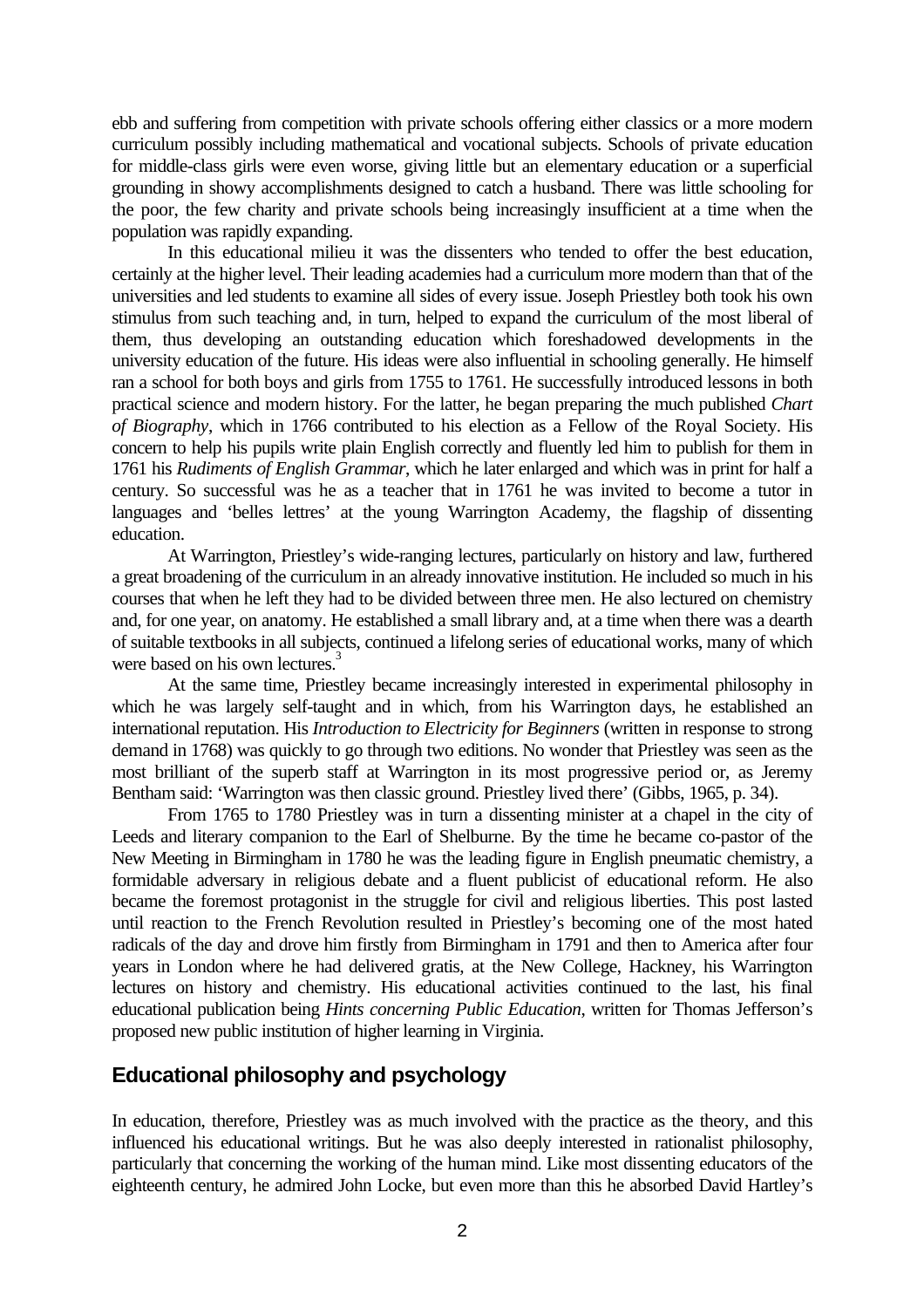ebb and suffering from competition with private schools offering either classics or a more modern curriculum possibly including mathematical and vocational subjects. Schools of private education for middle-class girls were even worse, giving little but an elementary education or a superficial grounding in showy accomplishments designed to catch a husband. There was little schooling for the poor, the few charity and private schools being increasingly insufficient at a time when the population was rapidly expanding.

In this educational milieu it was the dissenters who tended to offer the best education, certainly at the higher level. Their leading academies had a curriculum more modern than that of the universities and led students to examine all sides of every issue. Joseph Priestley both took his own stimulus from such teaching and, in turn, helped to expand the curriculum of the most liberal of them, thus developing an outstanding education which foreshadowed developments in the university education of the future. His ideas were also influential in schooling generally. He himself ran a school for both boys and girls from 1755 to 1761. He successfully introduced lessons in both practical science and modern history. For the latter, he began preparing the much published *Chart of Biography*, which in 1766 contributed to his election as a Fellow of the Royal Society. His concern to help his pupils write plain English correctly and fluently led him to publish for them in 1761 his *Rudiments of English Grammar*, which he later enlarged and which was in print for half a century. So successful was he as a teacher that in 1761 he was invited to become a tutor in languages and 'belles lettres' at the young Warrington Academy, the flagship of dissenting education.

At Warrington, Priestley's wide-ranging lectures, particularly on history and law, furthered a great broadening of the curriculum in an already innovative institution. He included so much in his courses that when he left they had to be divided between three men. He also lectured on chemistry and, for one year, on anatomy. He established a small library and, at a time when there was a dearth of suitable textbooks in all subjects, continued a lifelong series of educational works, many of which were based on his own lectures.[3]

At the same time, Priestley became increasingly interested in experimental philosophy in which he was largely self-taught and in which, from his Warrington days, he established an international reputation. His *Introduction to Electricity for Beginners* (written in response to strong demand in 1768) was quickly to go through two editions. No wonder that Priestley was seen as the most brilliant of the superb staff at Warrington in its most progressive period or, as Jeremy Bentham said: 'Warrington was then classic ground. Priestley lived there' (Gibbs, 1965, p. 34).

From 1765 to 1780 Priestley was in turn a dissenting minister at a chapel in the city of Leeds and literary companion to the Earl of Shelburne. By the time he became co-pastor of the New Meeting in Birmingham in 1780 he was the leading figure in English pneumatic chemistry, a formidable adversary in religious debate and a fluent publicist of educational reform. He also became the foremost protagonist in the struggle for civil and religious liberties. This post lasted until reaction to the French Revolution resulted in Priestley's becoming one of the most hated radicals of the day and drove him firstly from Birmingham in 1791 and then to America after four years in London where he had delivered gratis, at the New College, Hackney, his Warrington lectures on history and chemistry. His educational activities continued to the last, his final educational publication being *Hints concerning Public Education*, written for Thomas Jefferson's proposed new public institution of higher learning in Virginia.

## Educational philosophy and psychology

In education, therefore, Priestley was as much involved with the practice as the theory, and this influenced his educational writings. But he was also deeply interested in rationalist philosophy, particularly that concerning the working of the human mind. Like most dissenting educators of the eighteenth century, he admired John Locke, but even more than this he absorbed David Hartley's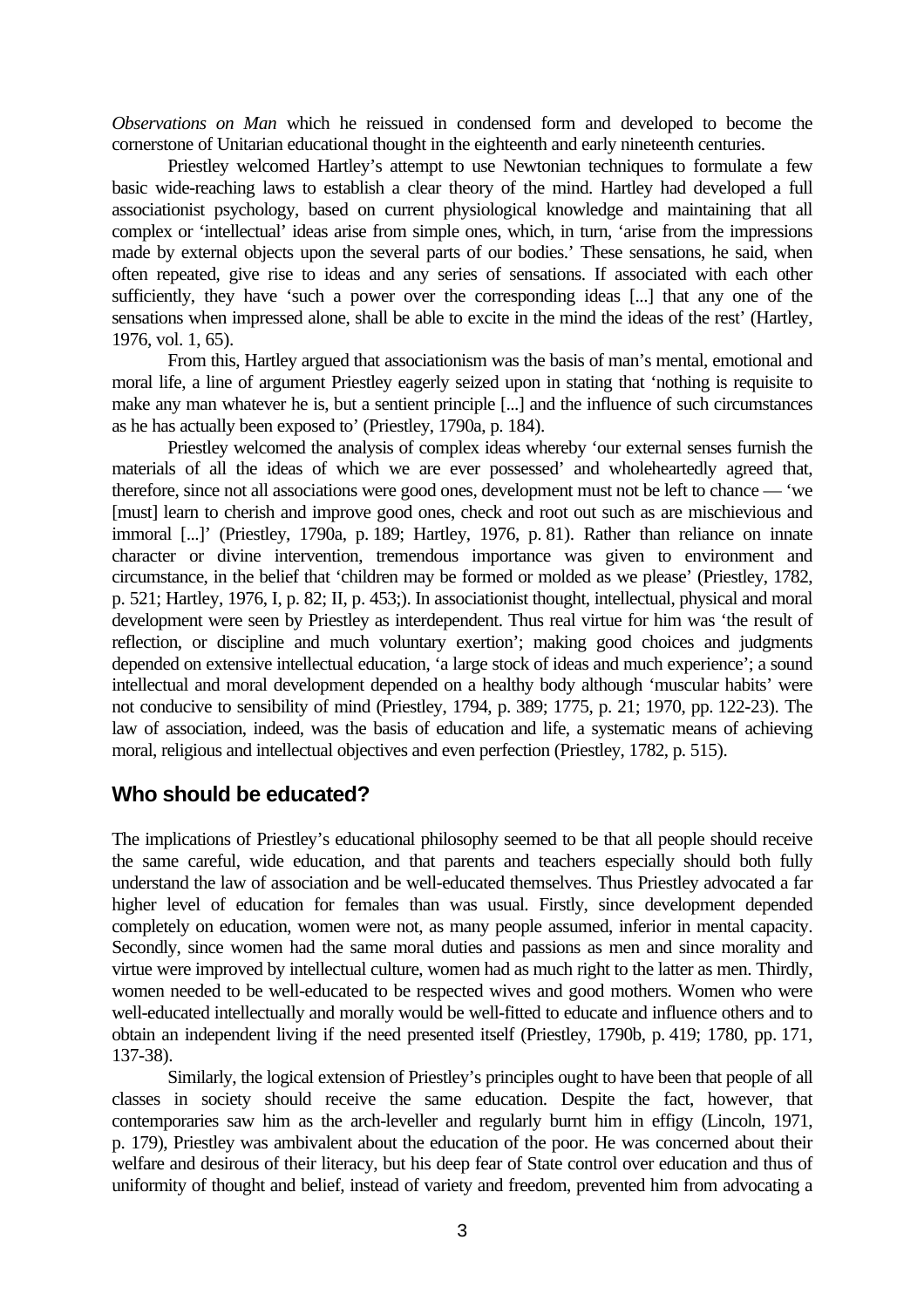*Observations on Man* which he reissued in condensed form and developed to become the cornerstone of Unitarian educational thought in the eighteenth and early nineteenth centuries.

Priestley welcomed Hartley's attempt to use Newtonian techniques to formulate a few basic wide-reaching laws to establish a clear theory of the mind. Hartley had developed a full associationist psychology, based on current physiological knowledge and maintaining that all complex or 'intellectual' ideas arise from simple ones, which, in turn, 'arise from the impressions made by external objects upon the several parts of our bodies.' These sensations, he said, when often repeated, give rise to ideas and any series of sensations. If associated with each other sufficiently, they have 'such a power over the corresponding ideas [...] that any one of the sensations when impressed alone, shall be able to excite in the mind the ideas of the rest' (Hartley, 1976, vol. 1, 65).

From this, Hartley argued that associationism was the basis of man's mental, emotional and moral life, a line of argument Priestley eagerly seized upon in stating that 'nothing is requisite to make any man whatever he is, but a sentient principle [...] and the influence of such circumstances as he has actually been exposed to' (Priestley, 1790a, p. 184).

Priestley welcomed the analysis of complex ideas whereby 'our external senses furnish the materials of all the ideas of which we are ever possessed' and wholeheartedly agreed that, therefore, since not all associations were good ones, development must not be left to chance — 'we [must] learn to cherish and improve good ones, check and root out such as are mischievious and immoral [...]' (Priestley, 1790a, p. 189; Hartley, 1976, p. 81). Rather than reliance on innate character or divine intervention, tremendous importance was given to environment and circumstance, in the belief that 'children may be formed or molded as we please' (Priestley, 1782, p. 521; Hartley, 1976, I, p. 82; II, p. 453;). In associationist thought, intellectual, physical and moral development were seen by Priestley as interdependent. Thus real virtue for him was 'the result of reflection, or discipline and much voluntary exertion'; making good choices and judgments depended on extensive intellectual education, 'a large stock of ideas and much experience'; a sound intellectual and moral development depended on a healthy body although 'muscular habits' were not conducive to sensibility of mind (Priestley, 1794, p. 389; 1775, p. 21; 1970, pp. 122-23). The law of association, indeed, was the basis of education and life, a systematic means of achieving moral, religious and intellectual objectives and even perfection (Priestley, 1782, p. 515).

## Who should be educated?

The implications of Priestley's educational philosophy seemed to be that all people should receive the same careful, wide education, and that parents and teachers especially should both fully understand the law of association and be well-educated themselves. Thus Priestley advocated a far higher level of education for females than was usual. Firstly, since development depended completely on education, women were not, as many people assumed, inferior in mental capacity. Secondly, since women had the same moral duties and passions as men and since morality and virtue were improved by intellectual culture, women had as much right to the latter as men. Thirdly, women needed to be well-educated to be respected wives and good mothers. Women who were well-educated intellectually and morally would be well-fitted to educate and influence others and to obtain an independent living if the need presented itself (Priestley, 1790b, p. 419; 1780, pp. 171, 137-38).

Similarly, the logical extension of Priestley's principles ought to have been that people of all classes in society should receive the same education. Despite the fact, however, that contemporaries saw him as the arch-leveller and regularly burnt him in effigy (Lincoln, 1971, p. 179), Priestley was ambivalent about the education of the poor. He was concerned about their welfare and desirous of their literacy, but his deep fear of State control over education and thus of uniformity of thought and belief, instead of variety and freedom, prevented him from advocating a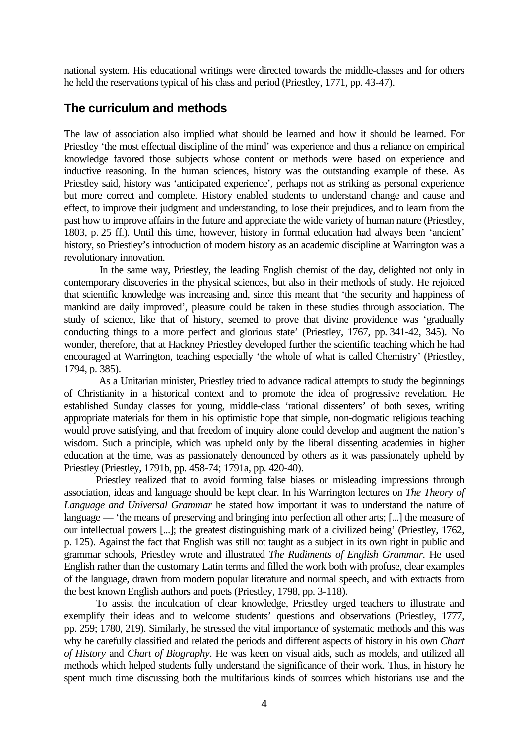national system. His educational writings were directed towards the middle-classes and for others he held the reservations typical of his class and period (Priestley, 1771, pp. 43-47).

## The curriculum and methods

The law of association also implied what should be learned and how it should be learned. For Priestley 'the most effectual discipline of the mind' was experience and thus a reliance on empirical knowledge favored those subjects whose content or methods were based on experience and inductive reasoning. In the human sciences, history was the outstanding example of these. As Priestley said, history was 'anticipated experience', perhaps not as striking as personal experience but more correct and complete. History enabled students to understand change and cause and effect, to improve their judgment and understanding, to lose their prejudices, and to learn from the past how to improve affairs in the future and appreciate the wide variety of human nature (Priestley, 1803, p. 25 ff.). Until this time, however, history in formal education had always been 'ancient' history, so Priestley's introduction of modern history as an academic discipline at Warrington was a revolutionary innovation.

In the same way, Priestley, the leading English chemist of the day, delighted not only in contemporary discoveries in the physical sciences, but also in their methods of study. He rejoiced that scientific knowledge was increasing and, since this meant that 'the security and happiness of mankind are daily improved', pleasure could be taken in these studies through association. The study of science, like that of history, seemed to prove that divine providence was 'gradually conducting things to a more perfect and glorious state' (Priestley, 1767, pp. 341-42, 345). No wonder, therefore, that at Hackney Priestley developed further the scientific teaching which he had encouraged at Warrington, teaching especially 'the whole of what is called Chemistry' (Priestley, 1794, p. 385).

As a Unitarian minister, Priestley tried to advance radical attempts to study the beginnings of Christianity in a historical context and to promote the idea of progressive revelation. He established Sunday classes for young, middle-class 'rational dissenters' of both sexes, writing appropriate materials for them in his optimistic hope that simple, non-dogmatic religious teaching would prove satisfying, and that freedom of inquiry alone could develop and augment the nation's wisdom. Such a principle, which was upheld only by the liberal dissenting academies in higher education at the time, was as passionately denounced by others as it was passionately upheld by Priestley (Priestley, 1791b, pp. 458-74; 1791a, pp. 420-40).

Priestley realized that to avoid forming false biases or misleading impressions through association, ideas and language should be kept clear. In his Warrington lectures on *The Theory of Language and Universal Grammar* he stated how important it was to understand the nature of language — 'the means of preserving and bringing into perfection all other arts; [...] the measure of our intellectual powers [...]; the greatest distinguishing mark of a civilized being' (Priestley, 1762, p. 125). Against the fact that English was still not taught as a subject in its own right in public and grammar schools, Priestley wrote and illustrated *The Rudiments of English Grammar*. He used English rather than the customary Latin terms and filled the work both with profuse, clear examples of the language, drawn from modern popular literature and normal speech, and with extracts from the best known English authors and poets (Priestley, 1798, pp. 3-118).

To assist the inculcation of clear knowledge, Priestley urged teachers to illustrate and exemplify their ideas and to welcome students' questions and observations (Priestley, 1777, pp. 259; 1780, 219). Similarly, he stressed the vital importance of systematic methods and this was why he carefully classified and related the periods and different aspects of history in his own *Chart of History* and *Chart of Biography*. He was keen on visual aids, such as models, and utilized all methods which helped students fully understand the significance of their work. Thus, in history he spent much time discussing both the multifarious kinds of sources which historians use and the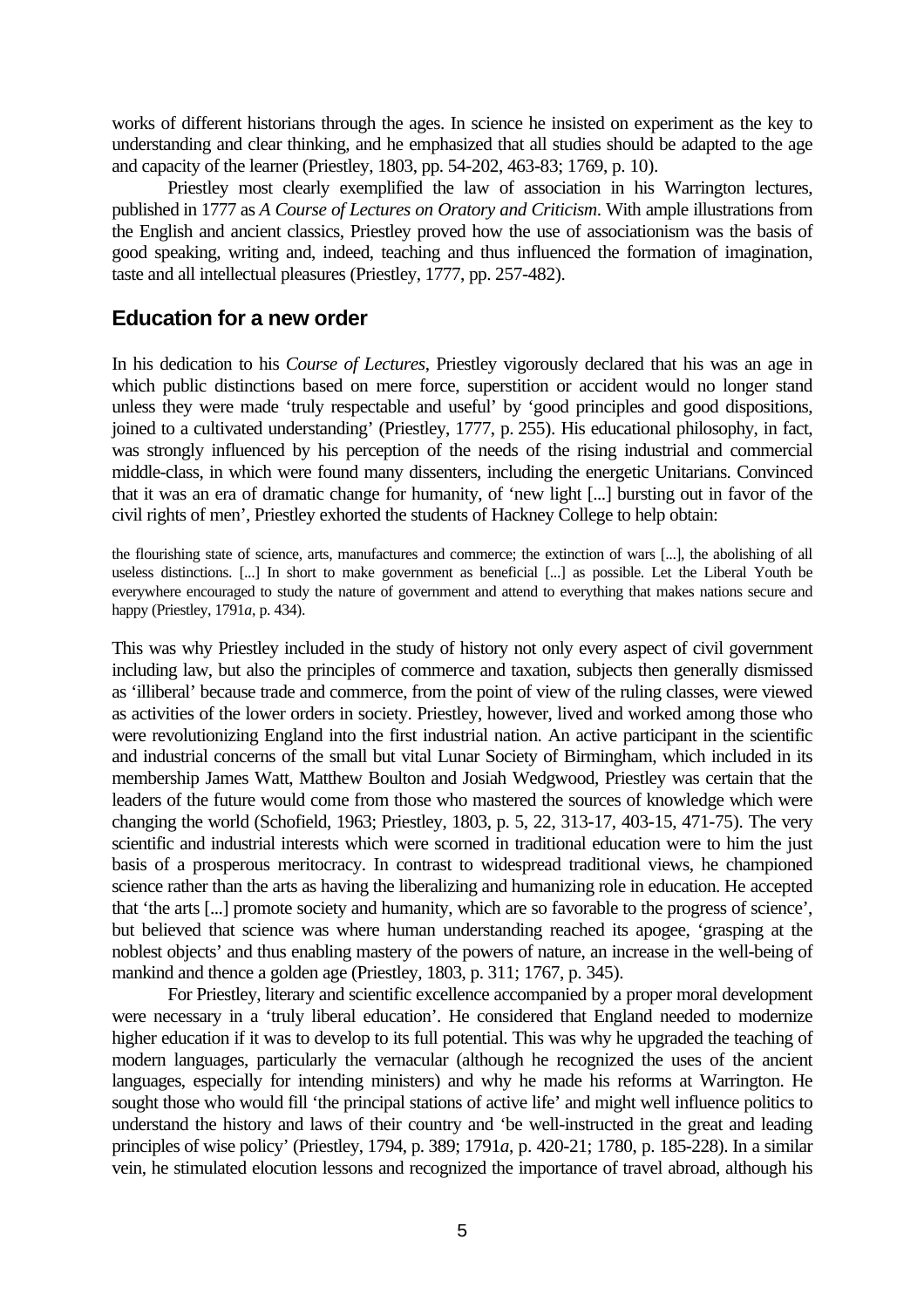works of different historians through the ages. In science he insisted on experiment as the key to understanding and clear thinking, and he emphasized that all studies should be adapted to the age and capacity of the learner (Priestley, 1803, pp. 54-202, 463-83; 1769, p. 10).

Priestley most clearly exemplified the law of association in his Warrington lectures, published in 1777 as *A Course of Lectures on Oratory and Criticism*. With ample illustrations from the English and ancient classics, Priestley proved how the use of associationism was the basis of good speaking, writing and, indeed, teaching and thus influenced the formation of imagination, taste and all intellectual pleasures (Priestley, 1777, pp. 257-482).

## Education for a new order

In his dedication to his *Course of Lectures*, Priestley vigorously declared that his was an age in which public distinctions based on mere force, superstition or accident would no longer stand unless they were made 'truly respectable and useful' by 'good principles and good dispositions, joined to a cultivated understanding' (Priestley, 1777, p. 255). His educational philosophy, in fact, was strongly influenced by his perception of the needs of the rising industrial and commercial middle-class, in which were found many dissenters, including the energetic Unitarians. Convinced that it was an era of dramatic change for humanity, of 'new light [...] bursting out in favor of the civil rights of men', Priestley exhorted the students of Hackney College to help obtain:

> the flourishing state of science, arts, manufactures and commerce; the extinction of wars [...], the abolishing of all useless distinctions. [...] In short to make government as beneficial [...] as possible. Let the Liberal Youth be everywhere encouraged to study the nature of government and attend to everything that makes nations secure and happy (Priestley, 1791*a*, p. 434).

This was why Priestley included in the study of history not only every aspect of civil government including law, but also the principles of commerce and taxation, subjects then generally dismissed as 'illiberal' because trade and commerce, from the point of view of the ruling classes, were viewed as activities of the lower orders in society. Priestley, however, lived and worked among those who were revolutionizing England into the first industrial nation. An active participant in the scientific and industrial concerns of the small but vital Lunar Society of Birmingham, which included in its membership James Watt, Matthew Boulton and Josiah Wedgwood, Priestley was certain that the leaders of the future would come from those who mastered the sources of knowledge which were changing the world (Schofield, 1963; Priestley, 1803, p. 5, 22, 313-17, 403-15, 471-75). The very scientific and industrial interests which were scorned in traditional education were to him the just basis of a prosperous meritocracy. In contrast to widespread traditional views, he championed science rather than the arts as having the liberalizing and humanizing role in education. He accepted that 'the arts [...] promote society and humanity, which are so favorable to the progress of science', but believed that science was where human understanding reached its apogee, 'grasping at the noblest objects' and thus enabling mastery of the powers of nature, an increase in the well-being of mankind and thence a golden age (Priestley, 1803, p. 311; 1767, p. 345).

For Priestley, literary and scientific excellence accompanied by a proper moral development were necessary in a 'truly liberal education'. He considered that England needed to modernize higher education if it was to develop to its full potential. This was why he upgraded the teaching of modern languages, particularly the vernacular (although he recognized the uses of the ancient languages, especially for intending ministers) and why he made his reforms at Warrington. He sought those who would fill 'the principal stations of active life' and might well influence politics to understand the history and laws of their country and 'be well-instructed in the great and leading principles of wise policy' (Priestley, 1794, p. 389; 1791*a*, p. 420-21; 1780, p. 185-228). In a similar vein, he stimulated elocution lessons and recognized the importance of travel abroad, although his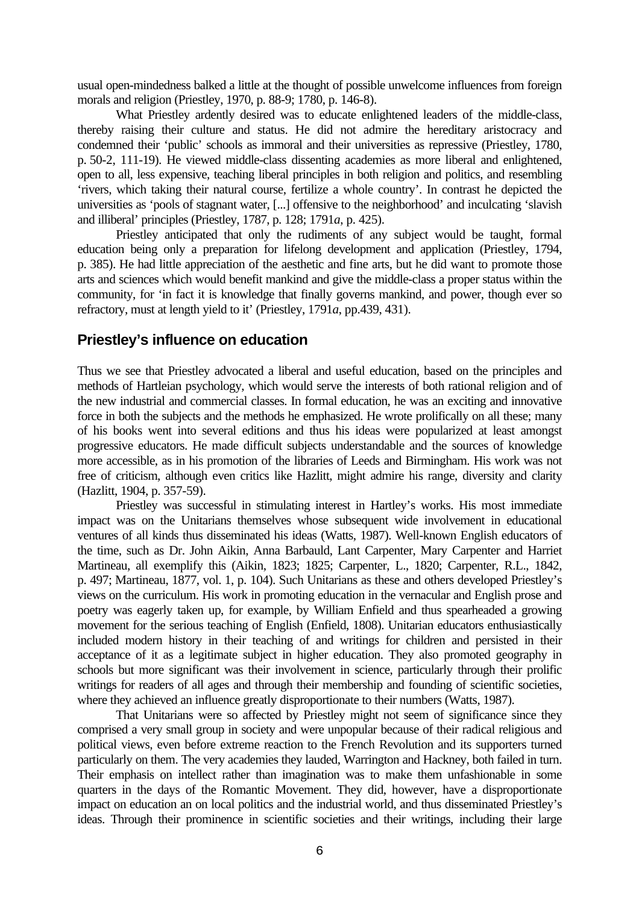usual open-mindedness balked a little at the thought of possible unwelcome influences from foreign morals and religion (Priestley, 1970, p. 88-9; 1780, p. 146-8).

What Priestley ardently desired was to educate enlightened leaders of the middle-class, thereby raising their culture and status. He did not admire the hereditary aristocracy and condemned their 'public' schools as immoral and their universities as repressive (Priestley, 1780, p. 50-2, 111-19). He viewed middle-class dissenting academies as more liberal and enlightened, open to all, less expensive, teaching liberal principles in both religion and politics, and resembling 'rivers, which taking their natural course, fertilize a whole country'. In contrast he depicted the universities as 'pools of stagnant water, [...] offensive to the neighborhood' and inculcating 'slavish and illiberal' principles (Priestley, 1787, p. 128; 1791*a*, p. 425).

Priestley anticipated that only the rudiments of any subject would be taught, formal education being only a preparation for lifelong development and application (Priestley, 1794, p. 385). He had little appreciation of the aesthetic and fine arts, but he did want to promote those arts and sciences which would benefit mankind and give the middle-class a proper status within the community, for 'in fact it is knowledge that finally governs mankind, and power, though ever so refractory, must at length yield to it' (Priestley, 1791*a*, pp.439, 431).

## Priestley's influence on education

Thus we see that Priestley advocated a liberal and useful education, based on the principles and methods of Hartleian psychology, which would serve the interests of both rational religion and of the new industrial and commercial classes. In formal education, he was an exciting and innovative force in both the subjects and the methods he emphasized. He wrote prolifically on all these; many of his books went into several editions and thus his ideas were popularized at least amongst progressive educators. He made difficult subjects understandable and the sources of knowledge more accessible, as in his promotion of the libraries of Leeds and Birmingham. His work was not free of criticism, although even critics like Hazlitt, might admire his range, diversity and clarity (Hazlitt, 1904, p. 357-59).

Priestley was successful in stimulating interest in Hartley's works. His most immediate impact was on the Unitarians themselves whose subsequent wide involvement in educational ventures of all kinds thus disseminated his ideas (Watts, 1987). Well-known English educators of the time, such as Dr. John Aikin, Anna Barbauld, Lant Carpenter, Mary Carpenter and Harriet Martineau, all exemplify this (Aikin, 1823; 1825; Carpenter, L., 1820; Carpenter, R.L., 1842, p. 497; Martineau, 1877, vol. 1, p. 104). Such Unitarians as these and others developed Priestley's views on the curriculum. His work in promoting education in the vernacular and English prose and poetry was eagerly taken up, for example, by William Enfield and thus spearheaded a growing movement for the serious teaching of English (Enfield, 1808). Unitarian educators enthusiastically included modern history in their teaching of and writings for children and persisted in their acceptance of it as a legitimate subject in higher education. They also promoted geography in schools but more significant was their involvement in science, particularly through their prolific writings for readers of all ages and through their membership and founding of scientific societies, where they achieved an influence greatly disproportionate to their numbers (Watts, 1987).

That Unitarians were so affected by Priestley might not seem of significance since they comprised a very small group in society and were unpopular because of their radical religious and political views, even before extreme reaction to the French Revolution and its supporters turned particularly on them. The very academies they lauded, Warrington and Hackney, both failed in turn. Their emphasis on intellect rather than imagination was to make them unfashionable in some quarters in the days of the Romantic Movement. They did, however, have a disproportionate impact on education an on local politics and the industrial world, and thus disseminated Priestley's ideas. Through their prominence in scientific societies and their writings, including their large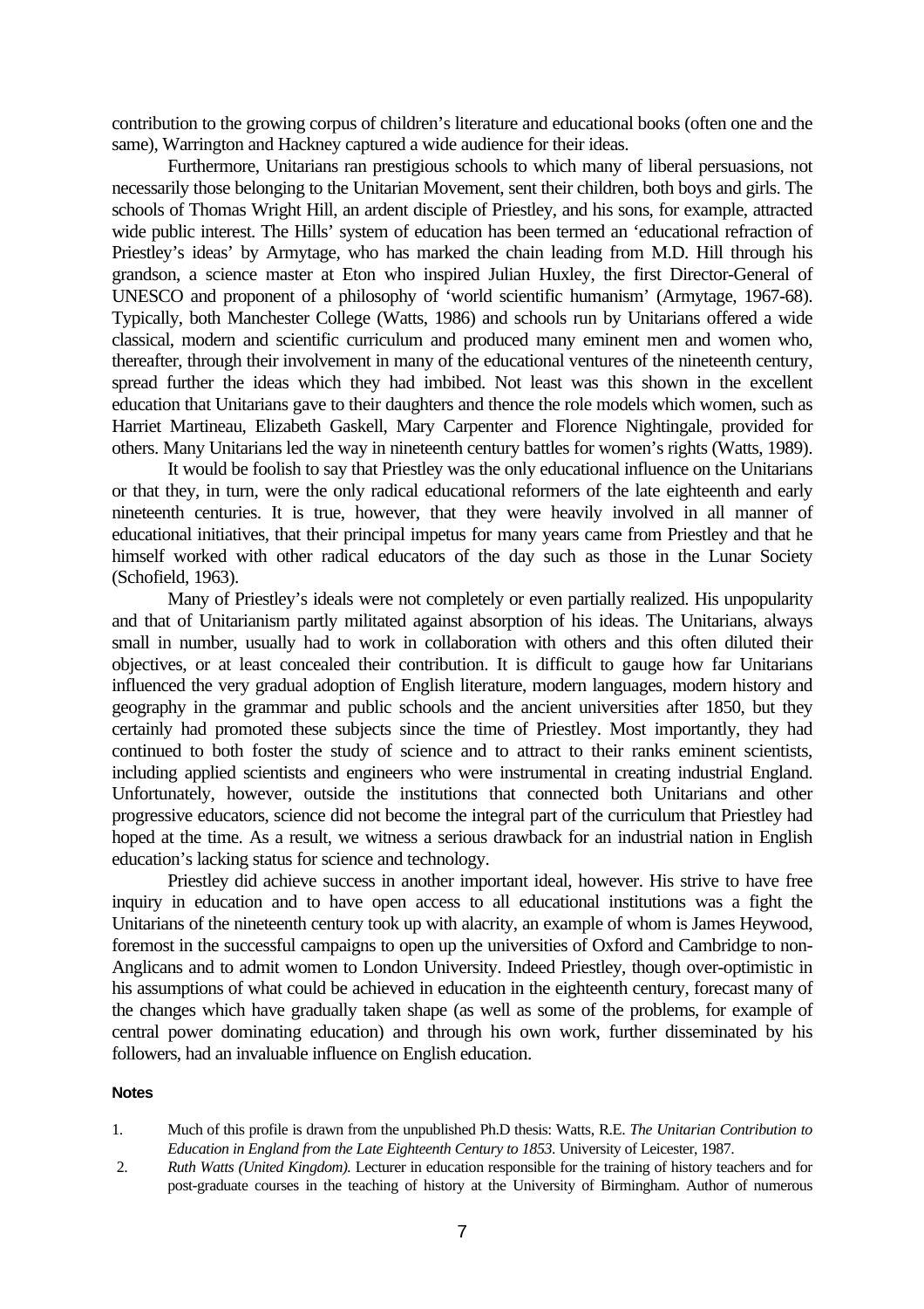contribution to the growing corpus of children's literature and educational books (often one and the same), Warrington and Hackney captured a wide audience for their ideas.

Furthermore, Unitarians ran prestigious schools to which many of liberal persuasions, not necessarily those belonging to the Unitarian Movement, sent their children, both boys and girls. The schools of Thomas Wright Hill, an ardent disciple of Priestley, and his sons, for example, attracted wide public interest. The Hills' system of education has been termed an 'educational refraction of Priestley's ideas' by Armytage, who has marked the chain leading from M.D. Hill through his grandson, a science master at Eton who inspired Julian Huxley, the first Director-General of UNESCO and proponent of a philosophy of 'world scientific humanism' (Armytage, 1967-68). Typically, both Manchester College (Watts, 1986) and schools run by Unitarians offered a wide classical, modern and scientific curriculum and produced many eminent men and women who, thereafter, through their involvement in many of the educational ventures of the nineteenth century, spread further the ideas which they had imbibed. Not least was this shown in the excellent education that Unitarians gave to their daughters and thence the role models which women, such as Harriet Martineau, Elizabeth Gaskell, Mary Carpenter and Florence Nightingale, provided for others. Many Unitarians led the way in nineteenth century battles for women's rights (Watts, 1989).

It would be foolish to say that Priestley was the only educational influence on the Unitarians or that they, in turn, were the only radical educational reformers of the late eighteenth and early nineteenth centuries. It is true, however, that they were heavily involved in all manner of educational initiatives, that their principal impetus for many years came from Priestley and that he himself worked with other radical educators of the day such as those in the Lunar Society (Schofield, 1963).

Many of Priestley's ideals were not completely or even partially realized. His unpopularity and that of Unitarianism partly militated against absorption of his ideas. The Unitarians, always small in number, usually had to work in collaboration with others and this often diluted their objectives, or at least concealed their contribution. It is difficult to gauge how far Unitarians influenced the very gradual adoption of English literature, modern languages, modern history and geography in the grammar and public schools and the ancient universities after 1850, but they certainly had promoted these subjects since the time of Priestley. Most importantly, they had continued to both foster the study of science and to attract to their ranks eminent scientists, including applied scientists and engineers who were instrumental in creating industrial England. Unfortunately, however, outside the institutions that connected both Unitarians and other progressive educators, science did not become the integral part of the curriculum that Priestley had hoped at the time. As a result, we witness a serious drawback for an industrial nation in English education's lacking status for science and technology.

Priestley did achieve success in another important ideal, however. His strive to have free inquiry in education and to have open access to all educational institutions was a fight the Unitarians of the nineteenth century took up with alacrity, an example of whom is James Heywood, foremost in the successful campaigns to open up the universities of Oxford and Cambridge to non-Anglicans and to admit women to London University. Indeed Priestley, though over-optimistic in his assumptions of what could be achieved in education in the eighteenth century, forecast many of the changes which have gradually taken shape (as well as some of the problems, for example of central power dominating education) and through his own work, further disseminated by his followers, had an invaluable influence on English education.

#### Notes

1. Much of this profile is drawn from the unpublished Ph.D thesis: Watts, R.E. *The Unitarian Contribution to Education in England from the Late Eighteenth Century to 1853*. University of Leicester, 1987.
2. *Ruth Watts (United Kingdom).* Lecturer in education responsible for the training of history teachers and for post-graduate courses in the teaching of history at the University of Birmingham. Author of numerous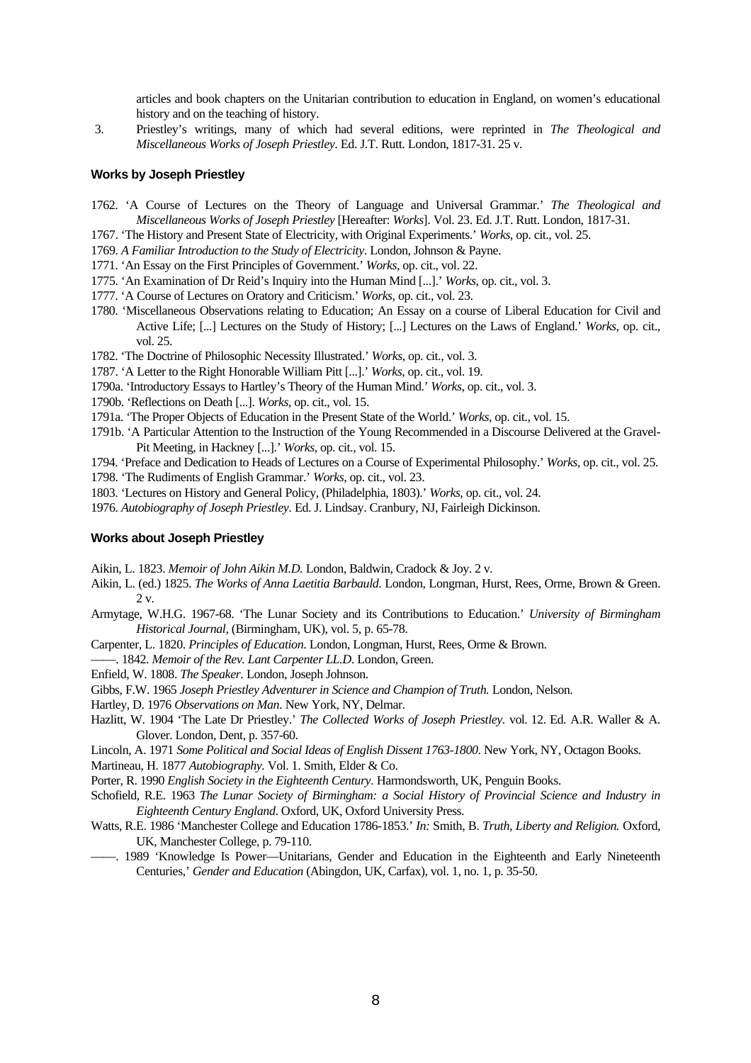articles and book chapters on the Unitarian contribution to education in England, on women's educational history and on the teaching of history.

3. Priestley's writings, many of which had several editions, were reprinted in *The Theological and Miscellaneous Works of Joseph Priestley*. Ed. J.T. Rutt. London, 1817-31. 25 v.

### Works by Joseph Priestley

1762. 'A Course of Lectures on the Theory of Language and Universal Grammar.' *The Theological and Miscellaneous Works of Joseph Priestley* [Hereafter: *Works*]. Vol. 23. Ed. J.T. Rutt. London, 1817-31.

1767. 'The History and Present State of Electricity, with Original Experiments.' *Works*, op. cit., vol. 25.

1769. *A Familiar Introduction to the Study of Electricity*. London, Johnson & Payne.

1771. 'An Essay on the First Principles of Government.' *Works*, op. cit., vol. 22.

1775. 'An Examination of Dr Reid's Inquiry into the Human Mind [...].' *Works*, op. cit., vol. 3.

1777. 'A Course of Lectures on Oratory and Criticism.' *Works*, op. cit., vol. 23.

1780. 'Miscellaneous Observations relating to Education; An Essay on a course of Liberal Education for Civil and Active Life; [...] Lectures on the Study of History; [...] Lectures on the Laws of England.' *Works*, op. cit., vol. 25.

1782. 'The Doctrine of Philosophic Necessity Illustrated.' *Works*, op. cit., vol. 3.

1787. 'A Letter to the Right Honorable William Pitt [...].' *Works*, op. cit., vol. 19.

1790a. 'Introductory Essays to Hartley's Theory of the Human Mind.' *Works*, op. cit., vol. 3.

1790b. 'Reflections on Death [...]. *Works*, op. cit., vol. 15.

1791a. 'The Proper Objects of Education in the Present State of the World.' *Works*, op. cit., vol. 15.

1791b. 'A Particular Attention to the Instruction of the Young Recommended in a Discourse Delivered at the Gravel-Pit Meeting, in Hackney [...].' *Works*, op. cit., vol. 15.

1794. 'Preface and Dedication to Heads of Lectures on a Course of Experimental Philosophy.' *Works*, op. cit., vol. 25.

1798. 'The Rudiments of English Grammar.' *Works*, op. cit., vol. 23.

1803. 'Lectures on History and General Policy, (Philadelphia, 1803).' *Works*, op. cit., vol. 24.

1976. *Autobiography of Joseph Priestley*. Ed. J. Lindsay. Cranbury, NJ, Fairleigh Dickinson.

### Works about Joseph Priestley

Aikin, L. 1823. *Memoir of John Aikin M.D.* London, Baldwin, Cradock & Joy. 2 v.

Aikin, L. (ed.) 1825. *The Works of Anna Laetitia Barbauld*. London, Longman, Hurst, Rees, Orme, Brown & Green. 2 v.

Armytage, W.H.G. 1967-68. 'The Lunar Society and its Contributions to Education.' *University of Birmingham Historical Journal*, (Birmingham, UK), vol. 5, p. 65-78.

Carpenter, L. 1820. *Principles of Education*. London, Longman, Hurst, Rees, Orme & Brown.

——. 1842. *Memoir of the Rev. Lant Carpenter LL.D*. London, Green.

Enfield, W. 1808. *The Speaker*. London, Joseph Johnson.

Gibbs, F.W. 1965 *Joseph Priestley Adventurer in Science and Champion of Truth.* London, Nelson.

Hartley, D. 1976 *Observations on Man.* New York, NY, Delmar.

Hazlitt, W. 1904 'The Late Dr Priestley.' *The Collected Works of Joseph Priestley*. vol. 12. Ed. A.R. Waller & A. Glover. London, Dent, p. 357-60.

Lincoln, A. 1971 *Some Political and Social Ideas of English Dissent 1763-1800*. New York, NY, Octagon Books.

Martineau, H. 1877 *Autobiography*. Vol. 1. Smith, Elder & Co.

Porter, R. 1990 *English Society in the Eighteenth Century*. Harmondsworth, UK, Penguin Books.

Schofield, R.E. 1963 *The Lunar Society of Birmingham: a Social History of Provincial Science and Industry in Eighteenth Century England*. Oxford, UK, Oxford University Press.

Watts, R.E. 1986 'Manchester College and Education 1786-1853.' *In:* Smith, B. *Truth, Liberty and Religion.* Oxford, UK, Manchester College, p. 79-110.

——. 1989 'Knowledge Is Power—Unitarians, Gender and Education in the Eighteenth and Early Nineteenth Centuries,' *Gender and Education* (Abingdon, UK, Carfax), vol. 1, no. 1, p. 35-50.